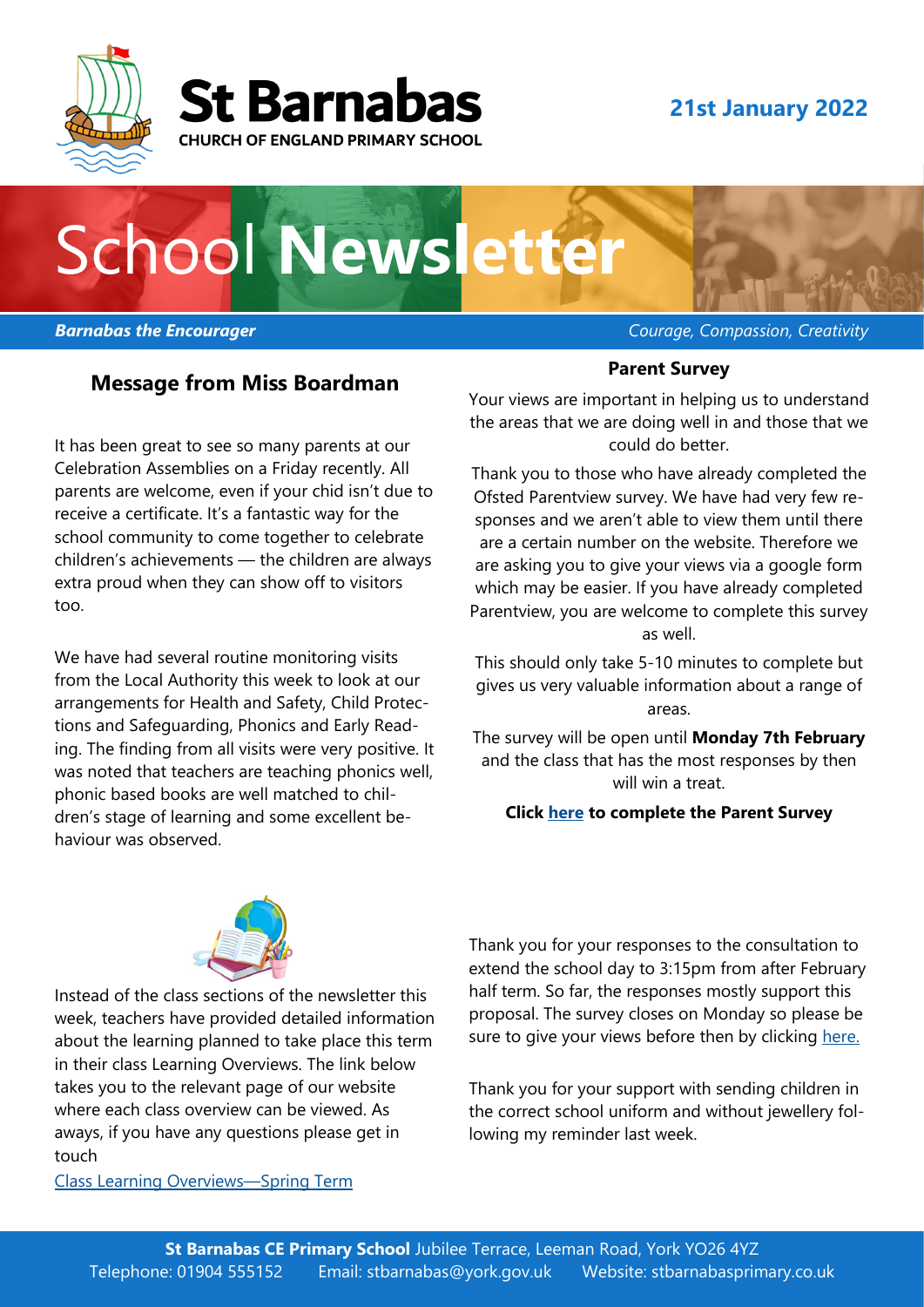# St Barnabas

CHURCH OF ENGLAND PRIMARY SCHOOL

**21st January 2022**

# School **Newsletter**

***Barnabas the Encourager*** *Courage, Compassion, Creativity*

## Message from Miss Boardman

It has been great to see so many parents at our Celebration Assemblies on a Friday recently. All parents are welcome, even if your chid isn't due to receive a certificate. It's a fantastic way for the school community to come together to celebrate children's achievements — the children are always extra proud when they can show off to visitors too.

We have had several routine monitoring visits from the Local Authority this week to look at our arrangements for Health and Safety, Child Protections and Safeguarding, Phonics and Early Reading. The finding from all visits were very positive. It was noted that teachers are teaching phonics well, phonic based books are well matched to children's stage of learning and some excellent behaviour was observed.

### Parent Survey

Your views are important in helping us to understand the areas that we are doing well in and those that we could do better.

Thank you to those who have already completed the Ofsted Parentview survey. We have had very few responses and we aren't able to view them until there are a certain number on the website. Therefore we are asking you to give your views via a google form which may be easier. If you have already completed Parentview, you are welcome to complete this survey as well.

This should only take 5-10 minutes to complete but gives us very valuable information about a range of areas.

The survey will be open until **Monday 7th February** and the class that has the most responses by then will win a treat.

**Click here to complete the Parent Survey**

Instead of the class sections of the newsletter this week, teachers have provided detailed information about the learning planned to take place this term in their class Learning Overviews. The link below takes you to the relevant page of our website where each class overview can be viewed. As aways, if you have any questions please get in touch

Class Learning Overviews—Spring Term

Thank you for your responses to the consultation to extend the school day to 3:15pm from after February half term. So far, the responses mostly support this proposal. The survey closes on Monday so please be sure to give your views before then by clicking here.

Thank you for your support with sending children in the correct school uniform and without jewellery following my reminder last week.

**St Barnabas CE Primary School** Jubilee Terrace, Leeman Road, York YO26 4YZ
Telephone: 01904 555152 Email: stbarnabas@york.gov.uk Website: stbarnabasprimary.co.uk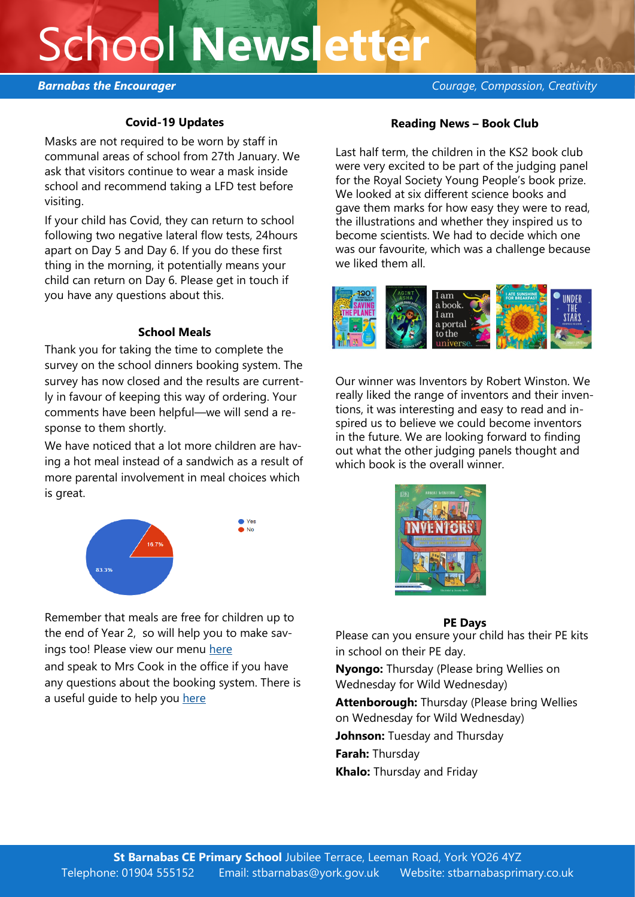# School **Newsletter**

***Barnabas the Encourager*** *Courage, Compassion, Creativity*

### Covid-19 Updates

Masks are not required to be worn by staff in communal areas of school from 27th January. We ask that visitors continue to wear a mask inside school and recommend taking a LFD test before visiting.

If your child has Covid, they can return to school following two negative lateral flow tests, 24hours apart on Day 5 and Day 6. If you do these first thing in the morning, it potentially means your child can return on Day 6. Please get in touch if you have any questions about this.

### School Meals

Thank you for taking the time to complete the survey on the school dinners booking system. The survey has now closed and the results are currently in favour of keeping this way of ordering. Your comments have been helpful—we will send a response to them shortly.

We have noticed that a lot more children are having a hot meal instead of a sandwich as a result of more parental involvement in meal choices which is great.

Yes: 83.3%
No: 16.7%

Remember that meals are free for children up to the end of Year 2, so will help you to make savings too! Please view our menu here and speak to Mrs Cook in the office if you have any questions about the booking system. There is a useful guide to help you here

### Reading News – Book Club

Last half term, the children in the KS2 book club were very excited to be part of the judging panel for the Royal Society Young People's book prize. We looked at six different science books and gave them marks for how easy they were to read, the illustrations and whether they inspired us to become scientists. We had to decide which one was our favourite, which was a challenge because we liked them all.

Our winner was Inventors by Robert Winston. We really liked the range of inventors and their inventions, it was interesting and easy to read and inspired us to believe we could become inventors in the future. We are looking forward to finding out what the other judging panels thought and which book is the overall winner.

### PE Days

Please can you ensure your child has their PE kits in school on their PE day.

**Nyongo:** Thursday (Please bring Wellies on Wednesday for Wild Wednesday)

**Attenborough:** Thursday (Please bring Wellies on Wednesday for Wild Wednesday)

**Johnson:** Tuesday and Thursday

**Farah:** Thursday

**Khalo:** Thursday and Friday

**St Barnabas CE Primary School** Jubilee Terrace, Leeman Road, York YO26 4YZ
Telephone: 01904 555152 Email: stbarnabas@york.gov.uk Website: stbarnasprimary.co.uk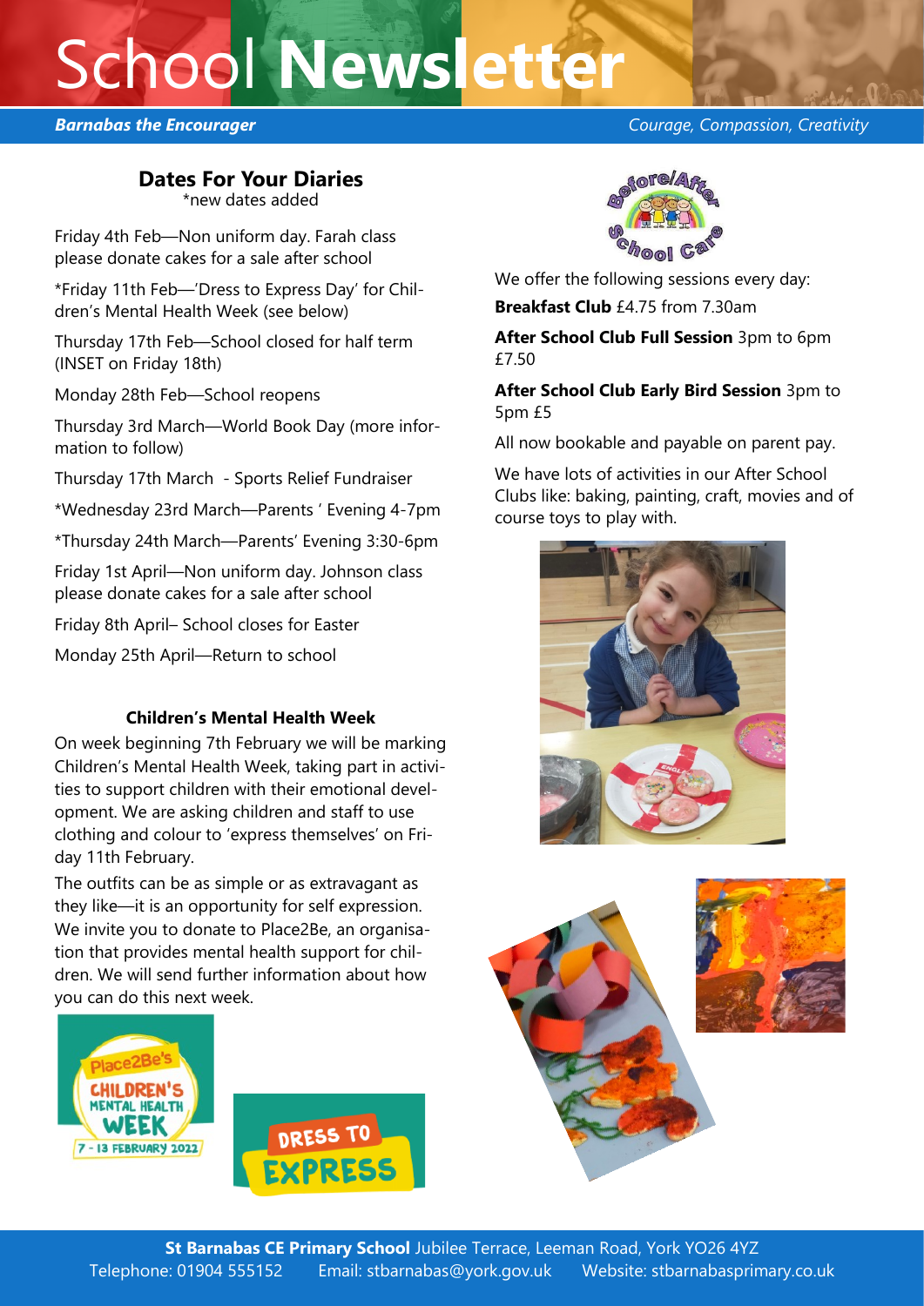# School **Newsletter**

***Barnabas the Encourager***

*Courage, Compassion, Creativity*

## Dates For Your Diaries

*new dates added

Friday 4th Feb—Non uniform day. Farah class please donate cakes for a sale after school

*Friday 11th Feb—'Dress to Express Day' for Children's Mental Health Week (see below)

Thursday 17th Feb—School closed for half term (INSET on Friday 18th)

Monday 28th Feb—School reopens

Thursday 3rd March—World Book Day (more information to follow)

Thursday 17th March - Sports Relief Fundraiser

*Wednesday 23rd March—Parents ' Evening 4-7pm

*Thursday 24th March—Parents' Evening 3:30-6pm

Friday 1st April—Non uniform day. Johnson class please donate cakes for a sale after school

Friday 8th April– School closes for Easter

Monday 25th April—Return to school

### Children's Mental Health Week

On week beginning 7th February we will be marking Children's Mental Health Week, taking part in activities to support children with their emotional development. We are asking children and staff to use clothing and colour to 'express themselves' on Friday 11th February.

The outfits can be as simple or as extravagant as they like—it is an opportunity for self expression. We invite you to donate to Place2Be, an organisation that provides mental health support for children. We will send further information about how you can do this next week.

Place2Be's CHILDREN'S MENTAL HEALTH WEEK 7 - 13 FEBRUARY 2022

DRESS TO EXPRESS

Before/After School Care

We offer the following sessions every day:

**Breakfast Club** £4.75 from 7.30am

**After School Club Full Session** 3pm to 6pm £7.50

**After School Club Early Bird Session** 3pm to 5pm £5

All now bookable and payable on parent pay.

We have lots of activities in our After School Clubs like: baking, painting, craft, movies and of course toys to play with.

**St Barnabas CE Primary School** Jubilee Terrace, Leeman Road, York YO26 4YZ
Telephone: 01904 555152 Email: stbarnabas@york.gov.uk Website: stbarnabasprimary.co.uk